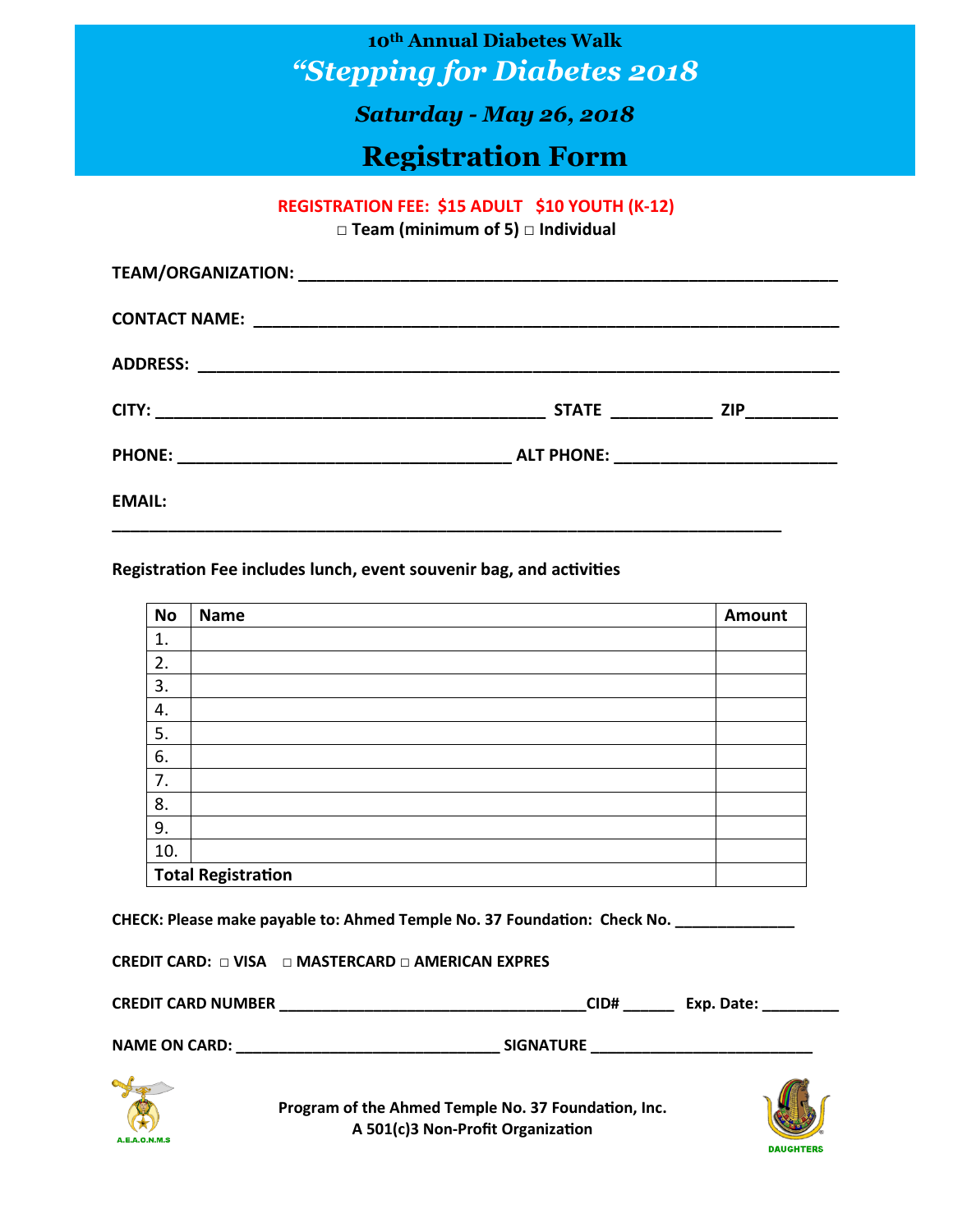# 10th Annual Diabetes Walk

## *"Stepping for Diabetes 2018*

### *Saturday - May 26, 2018*

# Registration Form

**REGISTRATION FEE: $15 ADULT $10 YOUTH (K-12)**

**□ Team (minimum of 5) □ Individual**

**TEAM/ORGANIZATION:** ____________________________________________________________

**CONTACT NAME:** ________________________________________________________________

**ADDRESS:** _____________________________________________________________________

**CITY:** ____________________________________________ **STATE** ___________ **ZIP**__________

**PHONE:** ____________________________________ **ALT PHONE:** ________________________

**EMAIL:**

___________________________________________________________________________

**Registration Fee includes lunch, event souvenir bag, and activities**

| No | Name | Amount |
|---|---|---|
| 1. | | |
| 2. | | |
| 3. | | |
| 4. | | |
| 5. | | |
| 6. | | |
| 7. | | |
| 8. | | |
| 9. | | |
| 10. | | |
| **Total Registration** | | |

**CHECK: Please make payable to: Ahmed Temple No. 37 Foundation: Check No.** ______________

**CREDIT CARD: □ VISA □ MASTERCARD □ AMERICAN EXPRES**

**CREDIT CARD NUMBER** ____________________________________**CID#** ______ **Exp. Date:** _________

**NAME ON CARD:** ______________________________ **SIGNATURE** __________________________

A.E.A.O.N.M.S

**Program of the Ahmed Temple No. 37 Foundation, Inc.**
**A 501(c)3 Non-Profit Organization**

DAUGHTERS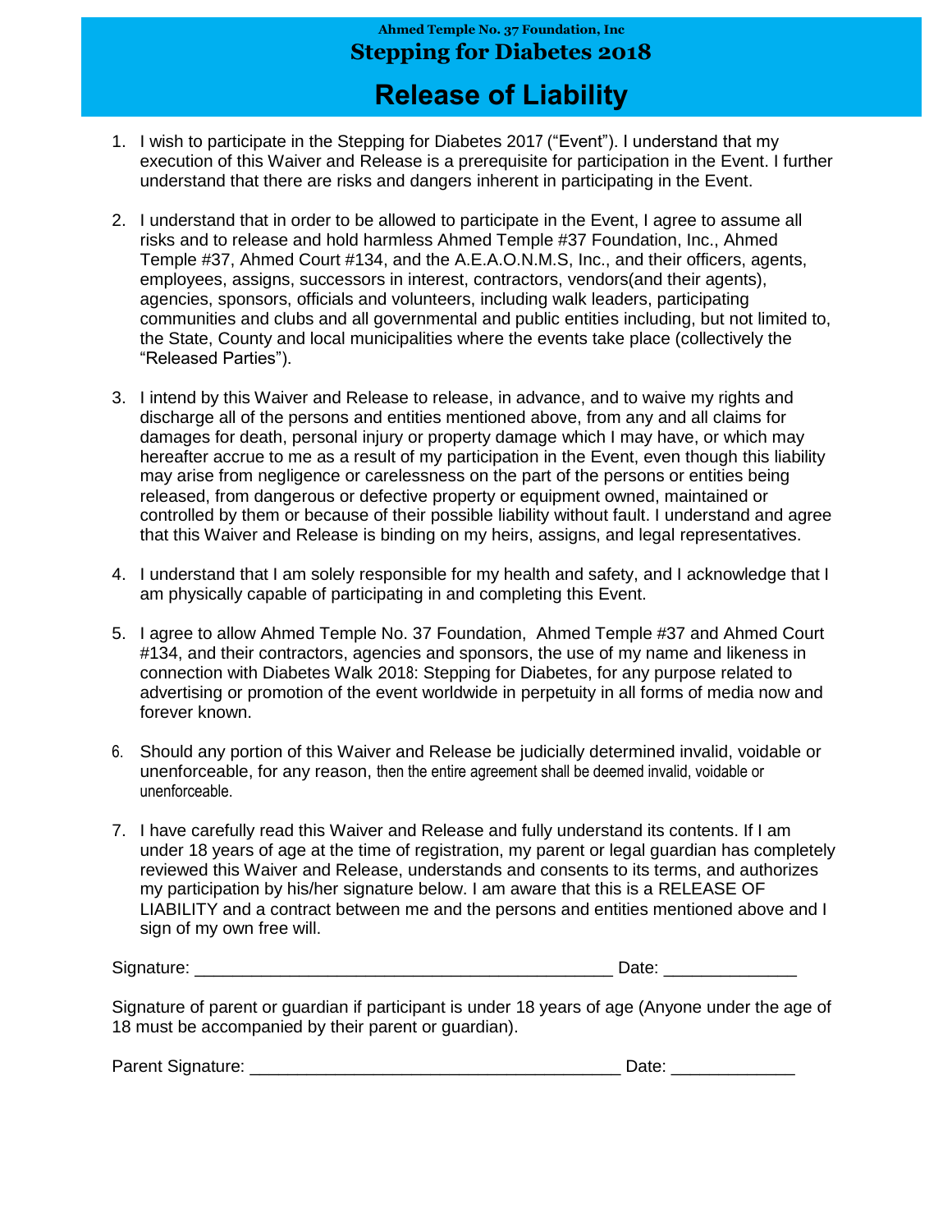**Ahmed Temple No. 37 Foundation, Inc**

**Stepping for Diabetes 2018**

# Release of Liability

1. I wish to participate in the Stepping for Diabetes 2017 ("Event"). I understand that my execution of this Waiver and Release is a prerequisite for participation in the Event. I further understand that there are risks and dangers inherent in participating in the Event.

2. I understand that in order to be allowed to participate in the Event, I agree to assume all risks and to release and hold harmless Ahmed Temple #37 Foundation, Inc., Ahmed Temple #37, Ahmed Court #134, and the A.E.A.O.N.M.S, Inc., and their officers, agents, employees, assigns, successors in interest, contractors, vendors(and their agents), agencies, sponsors, officials and volunteers, including walk leaders, participating communities and clubs and all governmental and public entities including, but not limited to, the State, County and local municipalities where the events take place (collectively the "Released Parties").

3. I intend by this Waiver and Release to release, in advance, and to waive my rights and discharge all of the persons and entities mentioned above, from any and all claims for damages for death, personal injury or property damage which I may have, or which may hereafter accrue to me as a result of my participation in the Event, even though this liability may arise from negligence or carelessness on the part of the persons or entities being released, from dangerous or defective property or equipment owned, maintained or controlled by them or because of their possible liability without fault. I understand and agree that this Waiver and Release is binding on my heirs, assigns, and legal representatives.

4. I understand that I am solely responsible for my health and safety, and I acknowledge that I am physically capable of participating in and completing this Event.

5. I agree to allow Ahmed Temple No. 37 Foundation, Ahmed Temple #37 and Ahmed Court #134, and their contractors, agencies and sponsors, the use of my name and likeness in connection with Diabetes Walk 2018: Stepping for Diabetes, for any purpose related to advertising or promotion of the event worldwide in perpetuity in all forms of media now and forever known.

6. Should any portion of this Waiver and Release be judicially determined invalid, voidable or unenforceable, for any reason, then the entire agreement shall be deemed invalid, voidable or unenforceable.

7. I have carefully read this Waiver and Release and fully understand its contents. If I am under 18 years of age at the time of registration, my parent or legal guardian has completely reviewed this Waiver and Release, understands and consents to its terms, and authorizes my participation by his/her signature below. I am aware that this is a RELEASE OF LIABILITY and a contract between me and the persons and entities mentioned above and I sign of my own free will.

Signature: ___________________________________________ Date: ______________

Signature of parent or guardian if participant is under 18 years of age (Anyone under the age of 18 must be accompanied by their parent or guardian).

Parent Signature: _______________________________________ Date: _____________